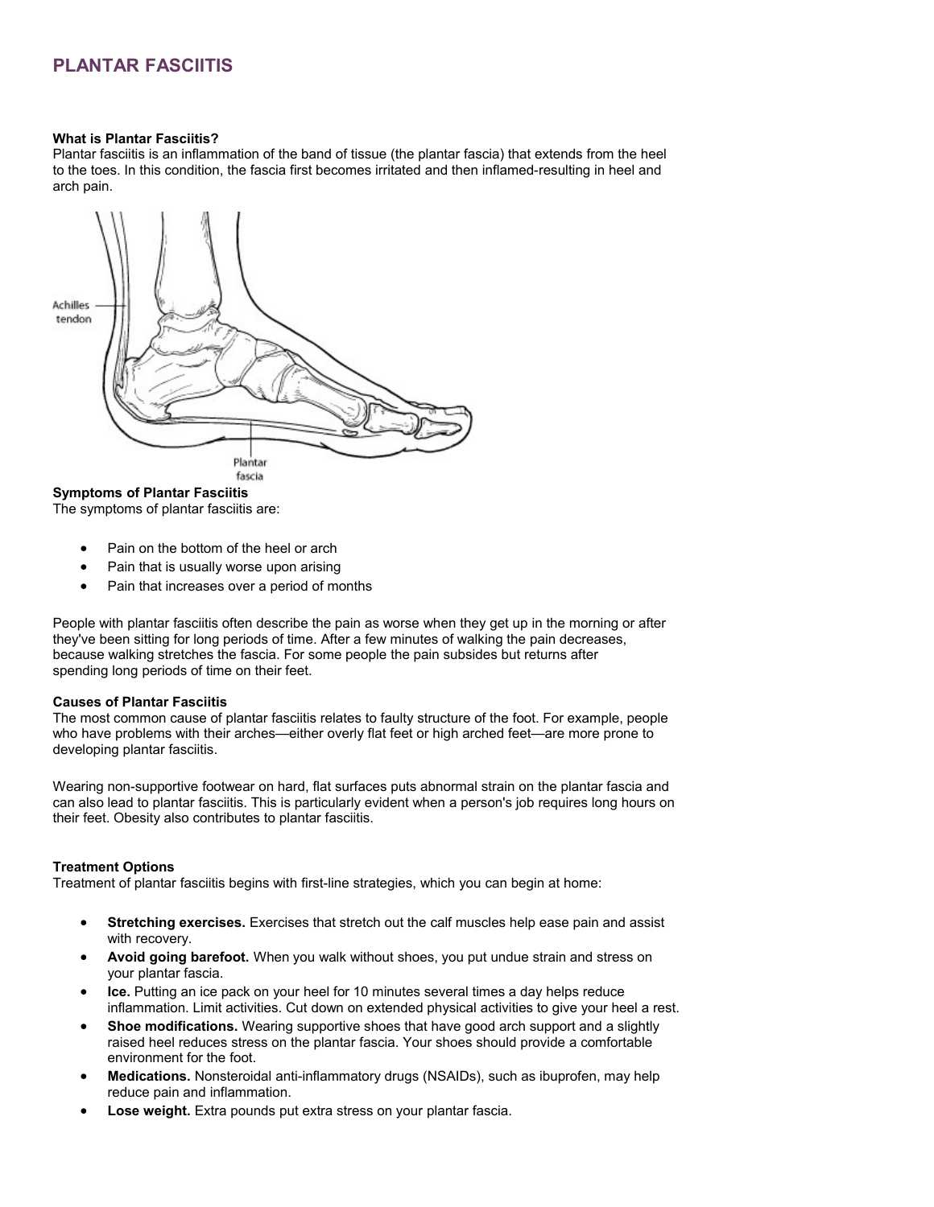# PLANTAR FASCIITIS

**What is Plantar Fasciitis?**

Plantar fasciitis is an inflammation of the band of tissue (the plantar fascia) that extends from the heel to the toes. In this condition, the fascia first becomes irritated and then inflamed-resulting in heel and arch pain.

**Symptoms of Plantar Fasciitis**

The symptoms of plantar fasciitis are:

- Pain on the bottom of the heel or arch
- Pain that is usually worse upon arising
- Pain that increases over a period of months

People with plantar fasciitis often describe the pain as worse when they get up in the morning or after they've been sitting for long periods of time. After a few minutes of walking the pain decreases, because walking stretches the fascia. For some people the pain subsides but returns after spending long periods of time on their feet.

**Causes of Plantar Fasciitis**

The most common cause of plantar fasciitis relates to faulty structure of the foot. For example, people who have problems with their arches—either overly flat feet or high arched feet—are more prone to developing plantar fasciitis.

Wearing non-supportive footwear on hard, flat surfaces puts abnormal strain on the plantar fascia and can also lead to plantar fasciitis. This is particularly evident when a person's job requires long hours on their feet. Obesity also contributes to plantar fasciitis.

**Treatment Options**

Treatment of plantar fasciitis begins with first-line strategies, which you can begin at home:

- **Stretching exercises.** Exercises that stretch out the calf muscles help ease pain and assist with recovery.
- **Avoid going barefoot.** When you walk without shoes, you put undue strain and stress on your plantar fascia.
- **Ice.** Putting an ice pack on your heel for 10 minutes several times a day helps reduce inflammation. Limit activities. Cut down on extended physical activities to give your heel a rest.
- **Shoe modifications.** Wearing supportive shoes that have good arch support and a slightly raised heel reduces stress on the plantar fascia. Your shoes should provide a comfortable environment for the foot.
- **Medications.** Nonsteroidal anti-inflammatory drugs (NSAIDs), such as ibuprofen, may help reduce pain and inflammation.
- **Lose weight.** Extra pounds put extra stress on your plantar fascia.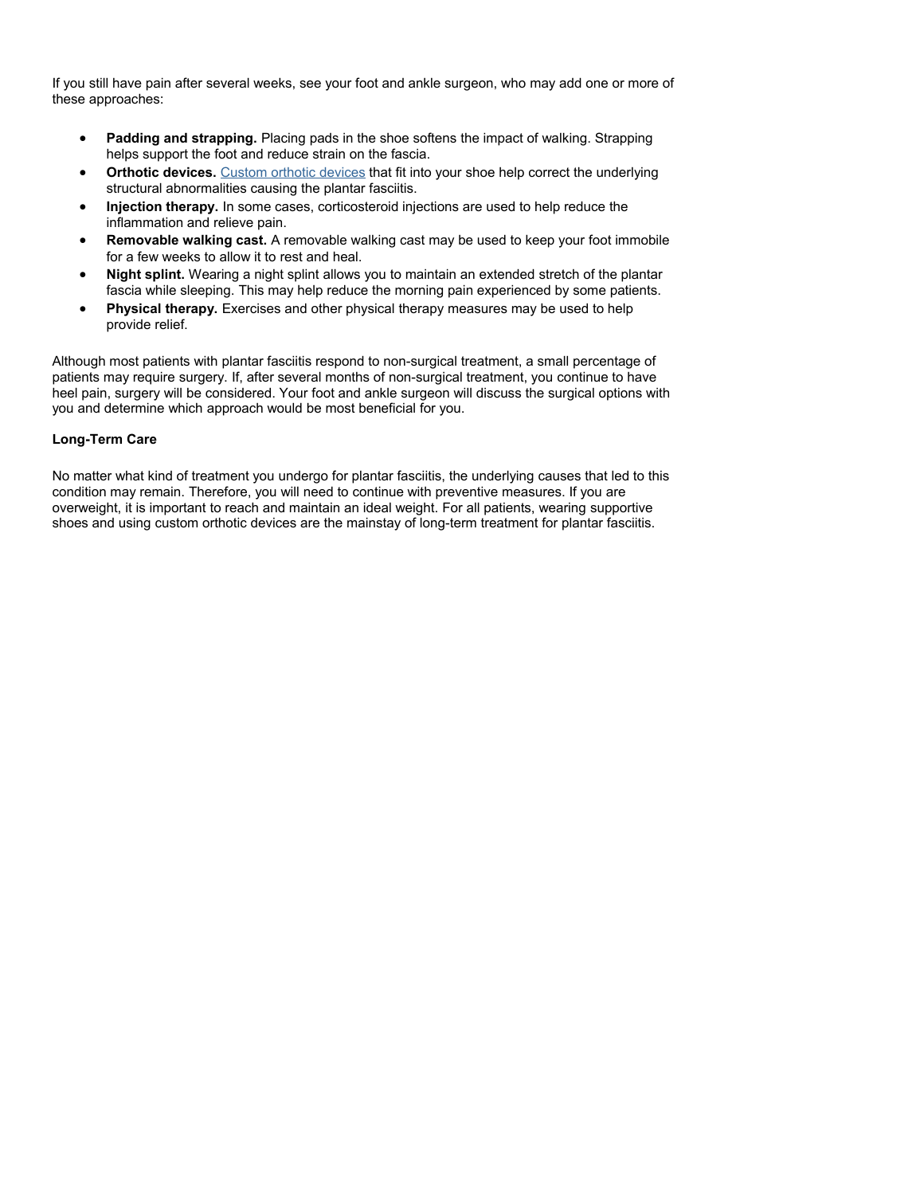If you still have pain after several weeks, see your foot and ankle surgeon, who may add one or more of these approaches:

- **Padding and strapping.** Placing pads in the shoe softens the impact of walking. Strapping helps support the foot and reduce strain on the fascia.
- **Orthotic devices.** Custom orthotic devices that fit into your shoe help correct the underlying structural abnormalities causing the plantar fasciitis.
- **Injection therapy.** In some cases, corticosteroid injections are used to help reduce the inflammation and relieve pain.
- **Removable walking cast.** A removable walking cast may be used to keep your foot immobile for a few weeks to allow it to rest and heal.
- **Night splint.** Wearing a night splint allows you to maintain an extended stretch of the plantar fascia while sleeping. This may help reduce the morning pain experienced by some patients.
- **Physical therapy.** Exercises and other physical therapy measures may be used to help provide relief.

Although most patients with plantar fasciitis respond to non-surgical treatment, a small percentage of patients may require surgery. If, after several months of non-surgical treatment, you continue to have heel pain, surgery will be considered. Your foot and ankle surgeon will discuss the surgical options with you and determine which approach would be most beneficial for you.

**Long-Term Care**

No matter what kind of treatment you undergo for plantar fasciitis, the underlying causes that led to this condition may remain. Therefore, you will need to continue with preventive measures. If you are overweight, it is important to reach and maintain an ideal weight. For all patients, wearing supportive shoes and using custom orthotic devices are the mainstay of long-term treatment for plantar fasciitis.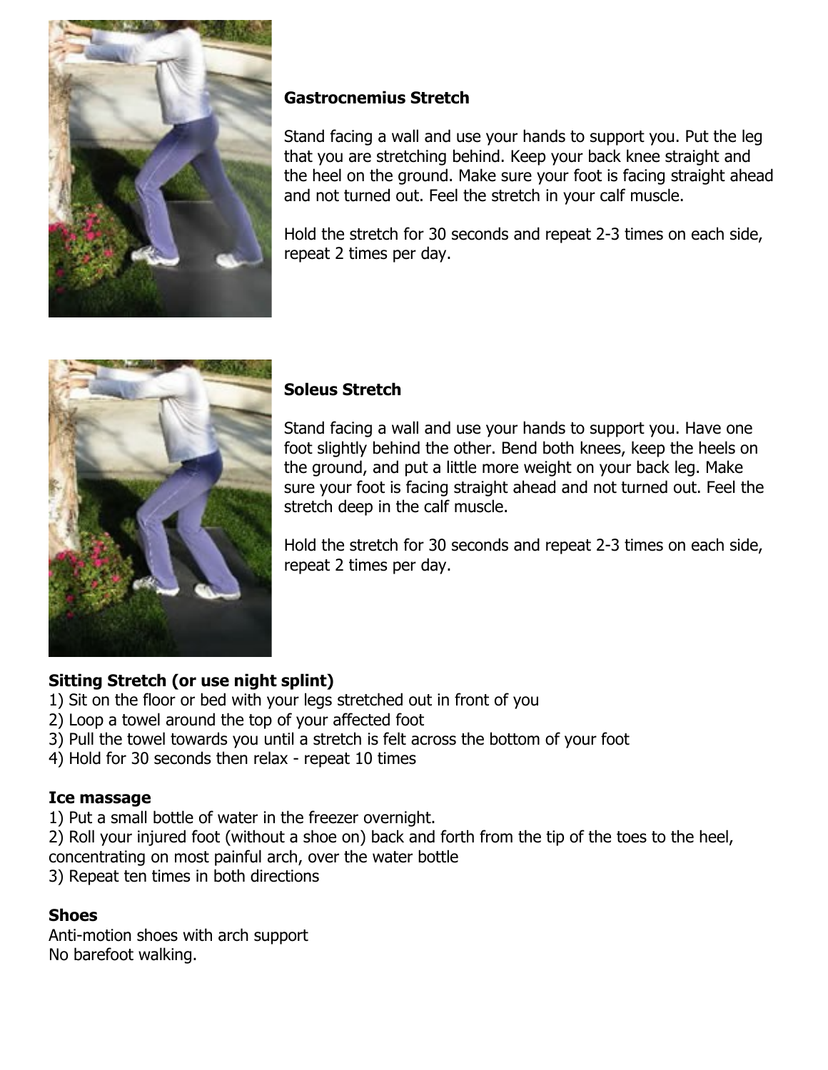### Gastrocnemius Stretch

Stand facing a wall and use your hands to support you. Put the leg that you are stretching behind. Keep your back knee straight and the heel on the ground. Make sure your foot is facing straight ahead and not turned out. Feel the stretch in your calf muscle.

Hold the stretch for 30 seconds and repeat 2-3 times on each side, repeat 2 times per day.

### Soleus Stretch

Stand facing a wall and use your hands to support you. Have one foot slightly behind the other. Bend both knees, keep the heels on the ground, and put a little more weight on your back leg. Make sure your foot is facing straight ahead and not turned out. Feel the stretch deep in the calf muscle.

Hold the stretch for 30 seconds and repeat 2-3 times on each side, repeat 2 times per day.

### Sitting Stretch (or use night splint)

1) Sit on the floor or bed with your legs stretched out in front of you
2) Loop a towel around the top of your affected foot
3) Pull the towel towards you until a stretch is felt across the bottom of your foot
4) Hold for 30 seconds then relax - repeat 10 times

### Ice massage

1) Put a small bottle of water in the freezer overnight.
2) Roll your injured foot (without a shoe on) back and forth from the tip of the toes to the heel, concentrating on most painful arch, over the water bottle
3) Repeat ten times in both directions

### Shoes

Anti-motion shoes with arch support
No barefoot walking.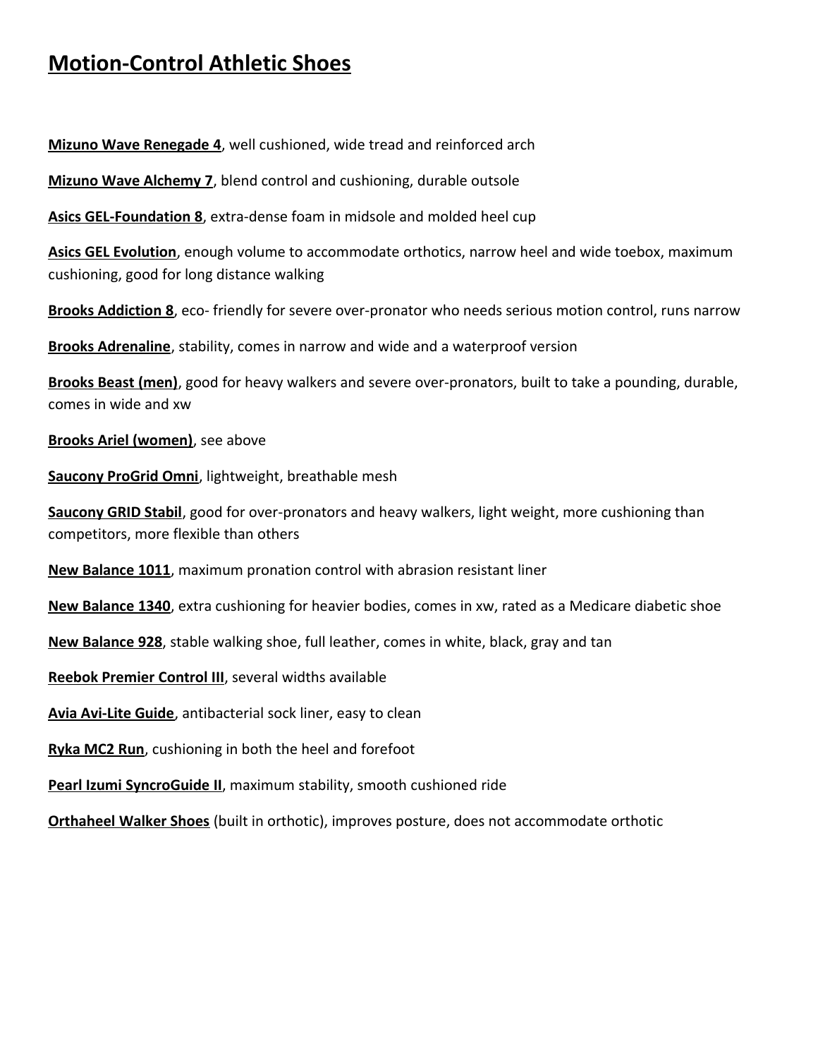# Motion-Control Athletic Shoes

**Mizuno Wave Renegade 4**, well cushioned, wide tread and reinforced arch

**Mizuno Wave Alchemy 7**, blend control and cushioning, durable outsole

**Asics GEL-Foundation 8**, extra-dense foam in midsole and molded heel cup

**Asics GEL Evolution**, enough volume to accommodate orthotics, narrow heel and wide toebox, maximum cushioning, good for long distance walking

**Brooks Addiction 8**, eco- friendly for severe over-pronator who needs serious motion control, runs narrow

**Brooks Adrenaline**, stability, comes in narrow and wide and a waterproof version

**Brooks Beast (men)**, good for heavy walkers and severe over-pronators, built to take a pounding, durable, comes in wide and xw

**Brooks Ariel (women)**, see above

**Saucony ProGrid Omni**, lightweight, breathable mesh

**Saucony GRID Stabil**, good for over-pronators and heavy walkers, light weight, more cushioning than competitors, more flexible than others

**New Balance 1011**, maximum pronation control with abrasion resistant liner

**New Balance 1340**, extra cushioning for heavier bodies, comes in xw, rated as a Medicare diabetic shoe

**New Balance 928**, stable walking shoe, full leather, comes in white, black, gray and tan

**Reebok Premier Control III**, several widths available

**Avia Avi-Lite Guide**, antibacterial sock liner, easy to clean

**Ryka MC2 Run**, cushioning in both the heel and forefoot

**Pearl Izumi SyncroGuide II**, maximum stability, smooth cushioned ride

**Orthaheel Walker Shoes** (built in orthotic), improves posture, does not accommodate orthotic